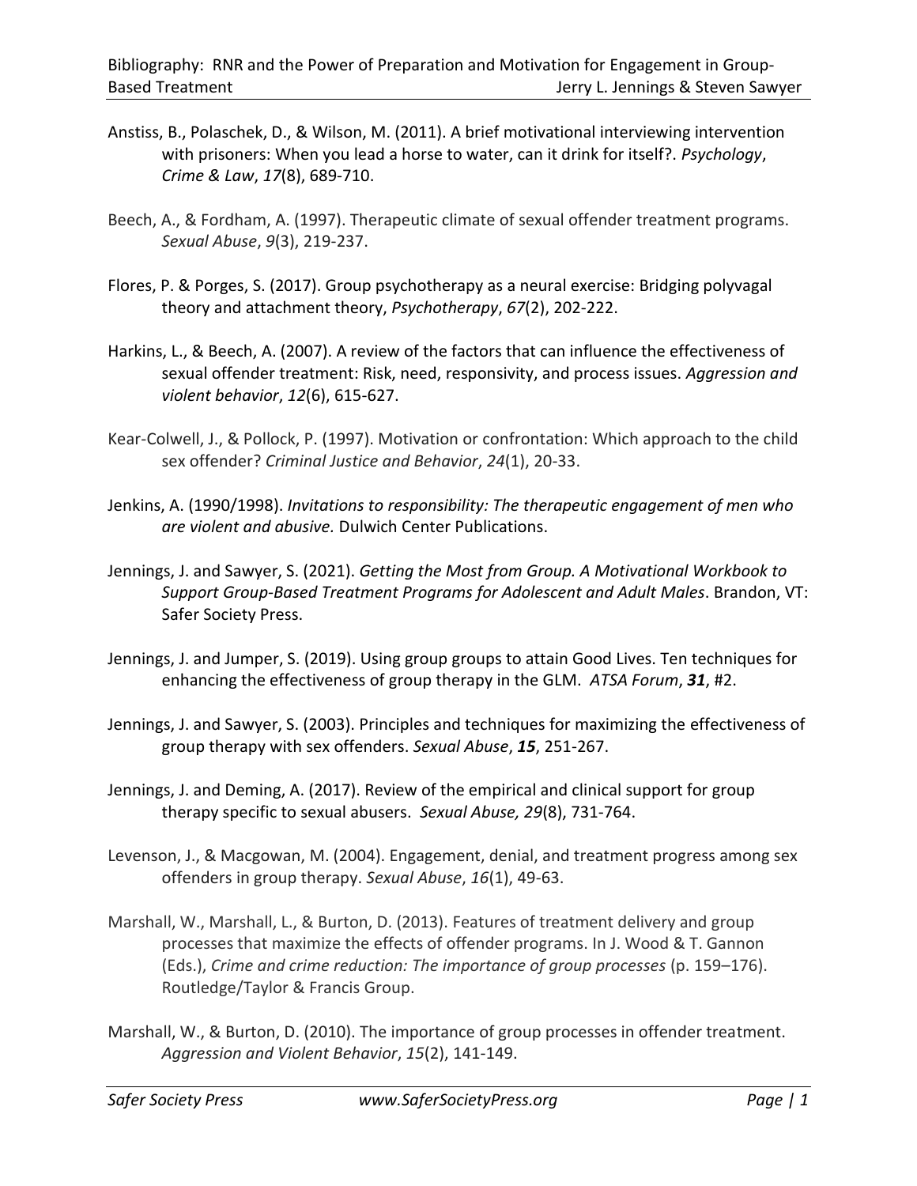Anstiss, B., Polaschek, D., & Wilson, M. (2011). A brief motivational interviewing intervention with prisoners: When you lead a horse to water, can it drink for itself?. *Psychology, Crime & Law*, *17*(8), 689-710.

Beech, A., & Fordham, A. (1997). Therapeutic climate of sexual offender treatment programs. *Sexual Abuse*, *9*(3), 219-237.

Flores, P. & Porges, S. (2017). Group psychotherapy as a neural exercise: Bridging polyvagal theory and attachment theory, *Psychotherapy*, *67*(2), 202-222.

Harkins, L., & Beech, A. (2007). A review of the factors that can influence the effectiveness of sexual offender treatment: Risk, need, responsivity, and process issues. *Aggression and violent behavior*, *12*(6), 615-627.

Kear-Colwell, J., & Pollock, P. (1997). Motivation or confrontation: Which approach to the child sex offender? *Criminal Justice and Behavior*, *24*(1), 20-33.

Jenkins, A. (1990/1998). *Invitations to responsibility: The therapeutic engagement of men who are violent and abusive.* Dulwich Center Publications.

Jennings, J. and Sawyer, S. (2021). *Getting the Most from Group. A Motivational Workbook to Support Group-Based Treatment Programs for Adolescent and Adult Males*. Brandon, VT: Safer Society Press.

Jennings, J. and Jumper, S. (2019). Using group groups to attain Good Lives. Ten techniques for enhancing the effectiveness of group therapy in the GLM. *ATSA Forum*, ***31***, #2.

Jennings, J. and Sawyer, S. (2003). Principles and techniques for maximizing the effectiveness of group therapy with sex offenders. *Sexual Abuse*, ***15***, 251-267.

Jennings, J. and Deming, A. (2017). Review of the empirical and clinical support for group therapy specific to sexual abusers. *Sexual Abuse, 29*(8), 731-764.

Levenson, J., & Macgowan, M. (2004). Engagement, denial, and treatment progress among sex offenders in group therapy. *Sexual Abuse*, *16*(1), 49-63.

Marshall, W., Marshall, L., & Burton, D. (2013). Features of treatment delivery and group processes that maximize the effects of offender programs. In J. Wood & T. Gannon (Eds.), *Crime and crime reduction: The importance of group processes* (p. 159–176). Routledge/Taylor & Francis Group.

Marshall, W., & Burton, D. (2010). The importance of group processes in offender treatment. *Aggression and Violent Behavior*, *15*(2), 141-149.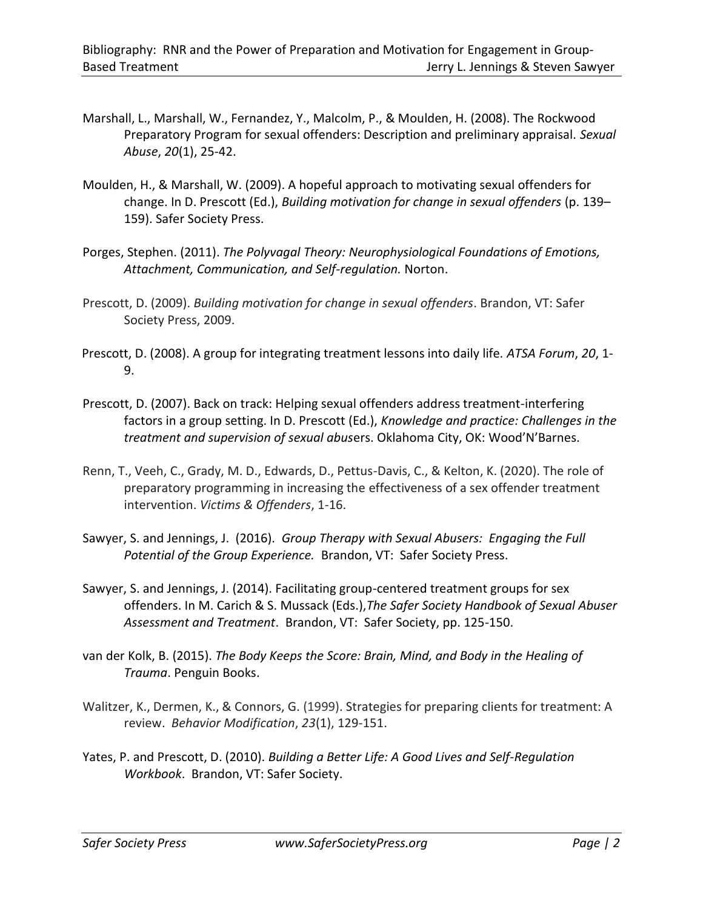Marshall, L., Marshall, W., Fernandez, Y., Malcolm, P., & Moulden, H. (2008). The Rockwood Preparatory Program for sexual offenders: Description and preliminary appraisal. *Sexual Abuse*, *20*(1), 25-42.

Moulden, H., & Marshall, W. (2009). A hopeful approach to motivating sexual offenders for change. In D. Prescott (Ed.), *Building motivation for change in sexual offenders* (p. 139–159). Safer Society Press.

Porges, Stephen. (2011). *The Polyvagal Theory: Neurophysiological Foundations of Emotions, Attachment, Communication, and Self-regulation.* Norton.

Prescott, D. (2009). *Building motivation for change in sexual offenders*. Brandon, VT: Safer Society Press, 2009.

Prescott, D. (2008). A group for integrating treatment lessons into daily life. *ATSA Forum*, *20*, 1-9.

Prescott, D. (2007). Back on track: Helping sexual offenders address treatment-interfering factors in a group setting. In D. Prescott (Ed.), *Knowledge and practice: Challenges in the treatment and supervision of sexual abus*ers. Oklahoma City, OK: Wood'N'Barnes.

Renn, T., Veeh, C., Grady, M. D., Edwards, D., Pettus-Davis, C., & Kelton, K. (2020). The role of preparatory programming in increasing the effectiveness of a sex offender treatment intervention. *Victims & Offenders*, 1-16.

Sawyer, S. and Jennings, J. (2016). *Group Therapy with Sexual Abusers: Engaging the Full Potential of the Group Experience.* Brandon, VT: Safer Society Press.

Sawyer, S. and Jennings, J. (2014). Facilitating group-centered treatment groups for sex offenders. In M. Carich & S. Mussack (Eds.),*The Safer Society Handbook of Sexual Abuser Assessment and Treatment*. Brandon, VT: Safer Society, pp. 125-150.

van der Kolk, B. (2015). *The Body Keeps the Score: Brain, Mind, and Body in the Healing of Trauma*. Penguin Books.

Walitzer, K., Dermen, K., & Connors, G. (1999). Strategies for preparing clients for treatment: A review. *Behavior Modification*, *23*(1), 129-151.

Yates, P. and Prescott, D. (2010). *Building a Better Life: A Good Lives and Self-Regulation Workbook*. Brandon, VT: Safer Society.